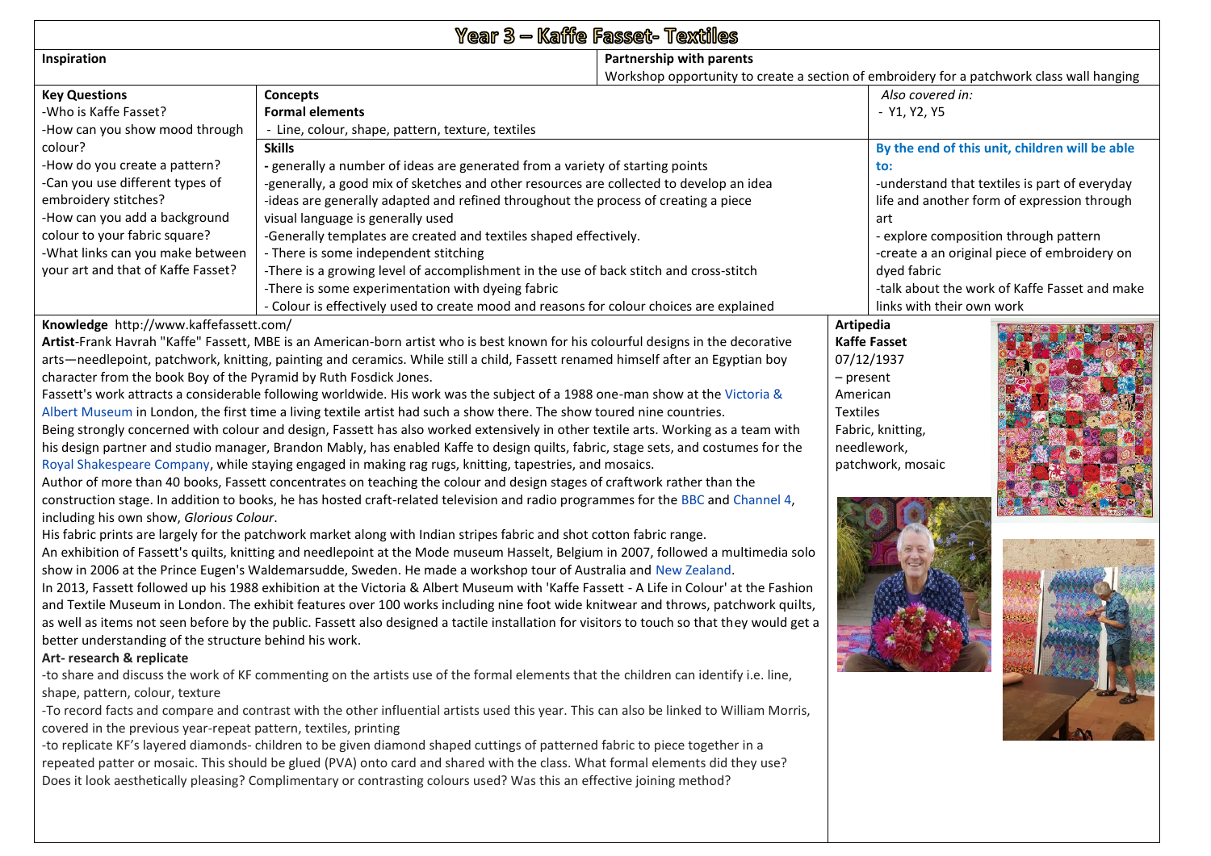# Year 3 – Kaffe Fasset- Textiles

**Inspiration**

**Partnership with parents**
Workshop opportunity to create a section of embroidery for a patchwork class wall hanging

**Key Questions**
- -Who is Kaffe Fasset?
- -How can you show mood through colour?
- -How do you create a pattern?
- -Can you use different types of embroidery stitches?
- -How can you add a background colour to your fabric square?
- -What links can you make between your art and that of Kaffe Fasset?

**Concepts**
**Formal elements**
- Line, colour, shape, pattern, texture, textiles

**Skills**
- - generally a number of ideas are generated from a variety of starting points
- -generally, a good mix of sketches and other resources are collected to develop an idea
- -ideas are generally adapted and refined throughout the process of creating a piece
- visual language is generally used
- -Generally templates are created and textiles shaped effectively.
- - There is some independent stitching
- -There is a growing level of accomplishment in the use of back stitch and cross-stitch
- -There is some experimentation with dyeing fabric
- - Colour is effectively used to create mood and reasons for colour choices are explained

*Also covered in:*
- Y1, Y2, Y5

**By the end of this unit, children will be able to:**
- -understand that textiles is part of everyday life and another form of expression through art
- - explore composition through pattern
- -create a an original piece of embroidery on dyed fabric
- -talk about the work of Kaffe Fasset and make links with their own work

**Knowledge** http://www.kaffefassett.com/

**Artist**-Frank Havrah "Kaffe" Fassett, MBE is an American-born artist who is best known for his colourful designs in the decorative arts—needlepoint, patchwork, knitting, painting and ceramics. While still a child, Fassett renamed himself after an Egyptian boy character from the book Boy of the Pyramid by Ruth Fosdick Jones.

Fassett's work attracts a considerable following worldwide. His work was the subject of a 1988 one-man show at the Victoria & Albert Museum in London, the first time a living textile artist had such a show there. The show toured nine countries.

Being strongly concerned with colour and design, Fassett has also worked extensively in other textile arts. Working as a team with his design partner and studio manager, Brandon Mably, has enabled Kaffe to design quilts, fabric, stage sets, and costumes for the Royal Shakespeare Company, while staying engaged in making rag rugs, knitting, tapestries, and mosaics.

Author of more than 40 books, Fassett concentrates on teaching the colour and design stages of craftwork rather than the construction stage. In addition to books, he has hosted craft-related television and radio programmes for the BBC and Channel 4, including his own show, *Glorious Colour*.

His fabric prints are largely for the patchwork market along with Indian stripes fabric and shot cotton fabric range.

An exhibition of Fassett's quilts, knitting and needlepoint at the Mode museum Hasselt, Belgium in 2007, followed a multimedia solo show in 2006 at the Prince Eugen's Waldemarsudde, Sweden. He made a workshop tour of Australia and New Zealand.

In 2013, Fassett followed up his 1988 exhibition at the Victoria & Albert Museum with 'Kaffe Fassett - A Life in Colour' at the Fashion and Textile Museum in London. The exhibit features over 100 works including nine foot wide knitwear and throws, patchwork quilts, as well as items not seen before by the public. Fassett also designed a tactile installation for visitors to touch so that they would get a better understanding of the structure behind his work.

**Art- research & replicate**

-to share and discuss the work of KF commenting on the artists use of the formal elements that the children can identify i.e. line, shape, pattern, colour, texture

-To record facts and compare and contrast with the other influential artists used this year. This can also be linked to William Morris, covered in the previous year-repeat pattern, textiles, printing

-to replicate KF's layered diamonds- children to be given diamond shaped cuttings of patterned fabric to piece together in a repeated patter or mosaic. This should be glued (PVA) onto card and shared with the class. What formal elements did they use? Does it look aesthetically pleasing? Complimentary or contrasting colours used? Was this an effective joining method?

**Artipedia**
**Kaffe Fasset**
07/12/1937
– present
American
Textiles
Fabric, knitting, needlework, patchwork, mosaic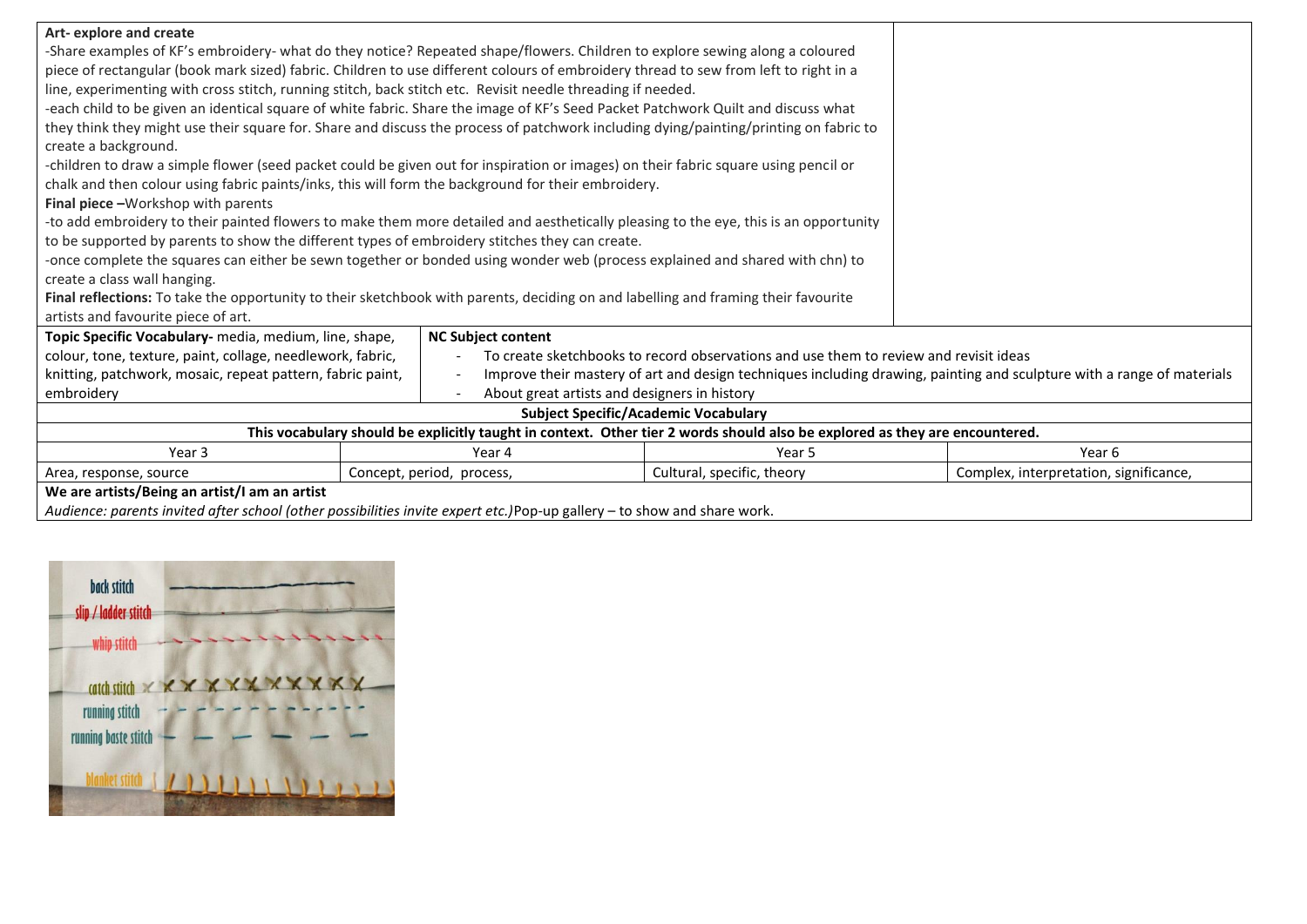| | |
|---|---|
| **Art- explore and create**<br>-Share examples of KF's embroidery- what do they notice? Repeated shape/flowers. Children to explore sewing along a coloured piece of rectangular (book mark sized) fabric. Children to use different colours of embroidery thread to sew from left to right in a line, experimenting with cross stitch, running stitch, back stitch etc. Revisit needle threading if needed.<br>-each child to be given an identical square of white fabric. Share the image of KF's Seed Packet Patchwork Quilt and discuss what they think they might use their square for. Share and discuss the process of patchwork including dying/painting/printing on fabric to create a background.<br>-children to draw a simple flower (seed packet could be given out for inspiration or images) on their fabric square using pencil or chalk and then colour using fabric paints/inks, this will form the background for their embroidery.<br>**Final piece –**Workshop with parents<br>-to add embroidery to their painted flowers to make them more detailed and aesthetically pleasing to the eye, this is an opportunity to be supported by parents to show the different types of embroidery stitches they can create.<br>-once complete the squares can either be sewn together or bonded using wonder web (process explained and shared with chn) to create a class wall hanging.<br>**Final reflections:** To take the opportunity to their sketchbook with parents, deciding on and labelling and framing their favourite artists and favourite piece of art. | |

| **Topic Specific Vocabulary-** media, medium, line, shape, colour, tone, texture, paint, collage, needlework, fabric, knitting, patchwork, mosaic, repeat pattern, fabric paint, embroidery | **NC Subject content**<br>- To create sketchbooks to record observations and use them to review and revisit ideas<br>- Improve their mastery of art and design techniques including drawing, painting and sculpture with a range of materials<br>- About great artists and designers in history |
|---|---|

**Subject Specific/Academic Vocabulary**

**This vocabulary should be explicitly taught in context. Other tier 2 words should also be explored as they are encountered.**

| Year 3 | Year 4 | Year 5 | Year 6 |
|---|---|---|---|
| Area, response, source | Concept, period, process, | Cultural, specific, theory | Complex, interpretation, significance, |

**We are artists/Being an artist/I am an artist**

*Audience: parents invited after school (other possibilities invite expert etc.)*Pop-up gallery – to show and share work.

back stitch
slip / ladder stitch
whip stitch
catch stitch
running stitch
running baste stitch
blanket stitch